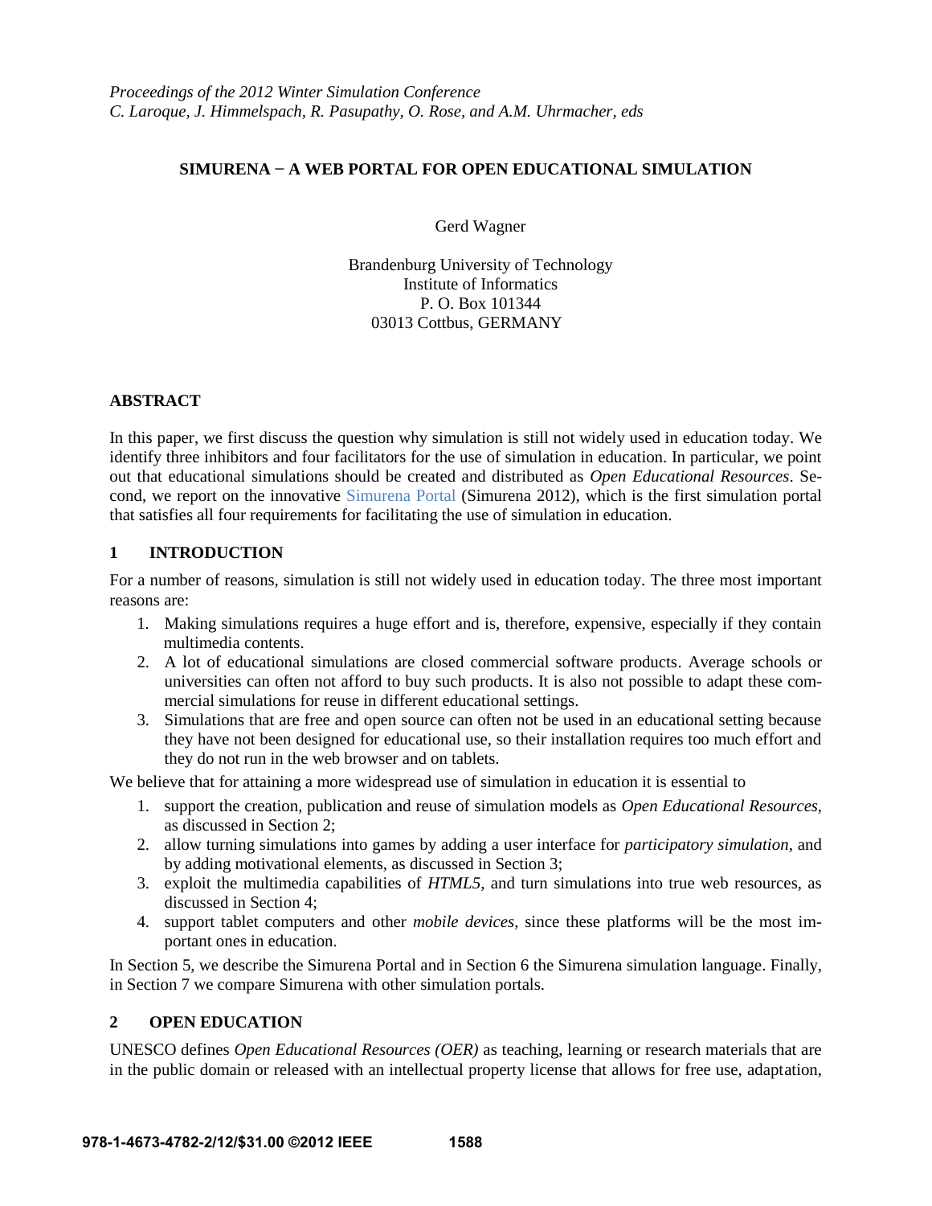*Proceedings of the 2012 Winter Simulation Conference*
*C. Laroque, J. Himmelspach, R. Pasupathy, O. Rose, and A.M. Uhrmacher, eds*

# SIMURENA − A WEB PORTAL FOR OPEN EDUCATIONAL SIMULATION

Gerd Wagner

Brandenburg University of Technology
Institute of Informatics
P. O. Box 101344
03013 Cottbus, GERMANY

## ABSTRACT

In this paper, we first discuss the question why simulation is still not widely used in education today. We identify three inhibitors and four facilitators for the use of simulation in education. In particular, we point out that educational simulations should be created and distributed as *Open Educational Resources*. Second, we report on the innovative Simurena Portal (Simurena 2012), which is the first simulation portal that satisfies all four requirements for facilitating the use of simulation in education.

## 1 INTRODUCTION

For a number of reasons, simulation is still not widely used in education today. The three most important reasons are:

1. Making simulations requires a huge effort and is, therefore, expensive, especially if they contain multimedia contents.
2. A lot of educational simulations are closed commercial software products. Average schools or universities can often not afford to buy such products. It is also not possible to adapt these commercial simulations for reuse in different educational settings.
3. Simulations that are free and open source can often not be used in an educational setting because they have not been designed for educational use, so their installation requires too much effort and they do not run in the web browser and on tablets.

We believe that for attaining a more widespread use of simulation in education it is essential to

1. support the creation, publication and reuse of simulation models as *Open Educational Resources*, as discussed in Section 2;
2. allow turning simulations into games by adding a user interface for *participatory simulation*, and by adding motivational elements, as discussed in Section 3;
3. exploit the multimedia capabilities of *HTML5*, and turn simulations into true web resources, as discussed in Section 4;
4. support tablet computers and other *mobile devices*, since these platforms will be the most important ones in education.

In Section 5, we describe the Simurena Portal and in Section 6 the Simurena simulation language. Finally, in Section 7 we compare Simurena with other simulation portals.

## 2 OPEN EDUCATION

UNESCO defines *Open Educational Resources (OER)* as teaching, learning or research materials that are in the public domain or released with an intellectual property license that allows for free use, adaptation,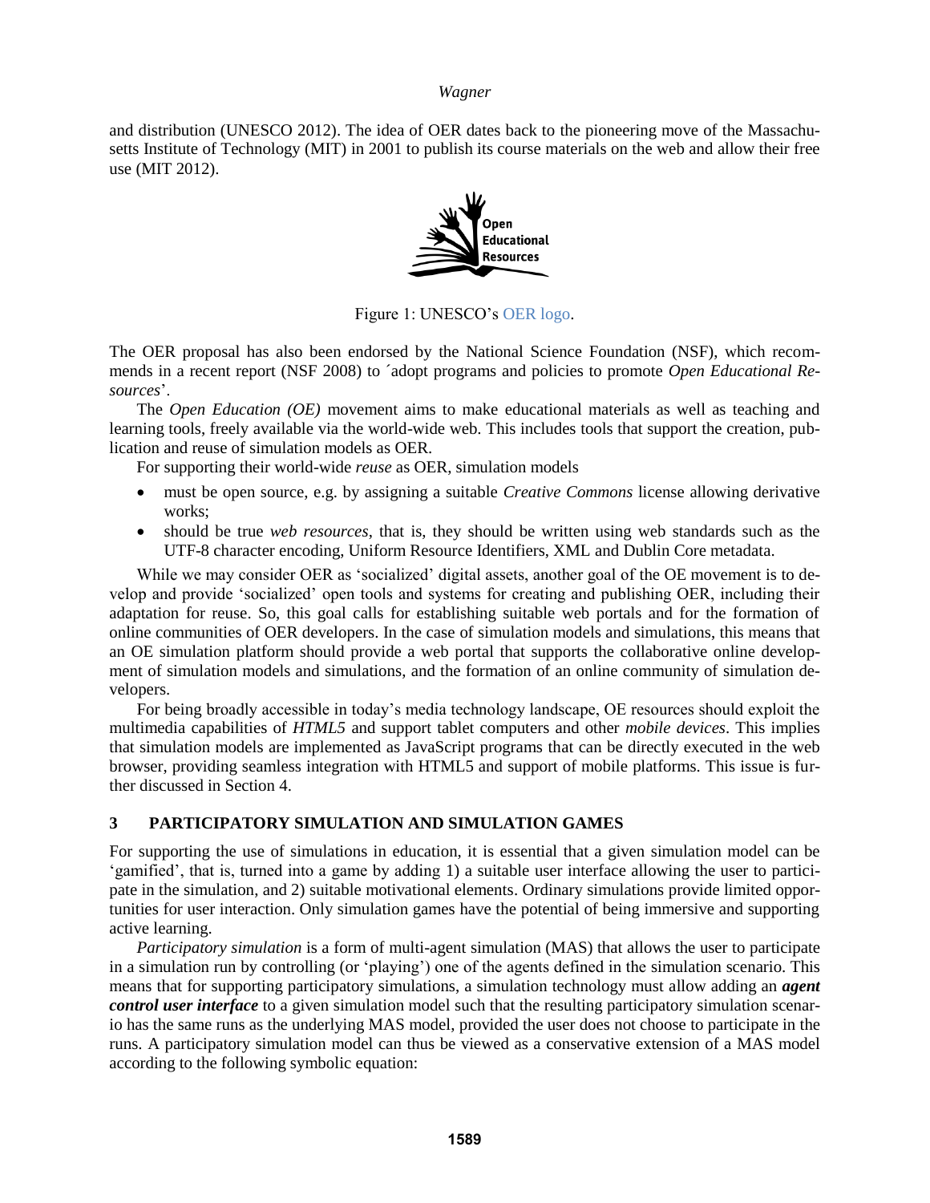and distribution (UNESCO 2012). The idea of OER dates back to the pioneering move of the Massachusetts Institute of Technology (MIT) in 2001 to publish its course materials on the web and allow their free use (MIT 2012).

Figure 1: UNESCO's OER logo.

The OER proposal has also been endorsed by the National Science Foundation (NSF), which recommends in a recent report (NSF 2008) to ´adopt programs and policies to promote *Open Educational Resources*'.

The *Open Education (OE)* movement aims to make educational materials as well as teaching and learning tools, freely available via the world-wide web. This includes tools that support the creation, publication and reuse of simulation models as OER.

For supporting their world-wide *reuse* as OER, simulation models

- must be open source, e.g. by assigning a suitable *Creative Commons* license allowing derivative works;
- should be true *web resources*, that is, they should be written using web standards such as the UTF-8 character encoding, Uniform Resource Identifiers, XML and Dublin Core metadata.

While we may consider OER as 'socialized' digital assets, another goal of the OE movement is to develop and provide 'socialized' open tools and systems for creating and publishing OER, including their adaptation for reuse. So, this goal calls for establishing suitable web portals and for the formation of online communities of OER developers. In the case of simulation models and simulations, this means that an OE simulation platform should provide a web portal that supports the collaborative online development of simulation models and simulations, and the formation of an online community of simulation developers.

For being broadly accessible in today's media technology landscape, OE resources should exploit the multimedia capabilities of *HTML5* and support tablet computers and other *mobile devices*. This implies that simulation models are implemented as JavaScript programs that can be directly executed in the web browser, providing seamless integration with HTML5 and support of mobile platforms. This issue is further discussed in Section 4.

## 3 PARTICIPATORY SIMULATION AND SIMULATION GAMES

For supporting the use of simulations in education, it is essential that a given simulation model can be 'gamified', that is, turned into a game by adding 1) a suitable user interface allowing the user to participate in the simulation, and 2) suitable motivational elements. Ordinary simulations provide limited opportunities for user interaction. Only simulation games have the potential of being immersive and supporting active learning.

*Participatory simulation* is a form of multi-agent simulation (MAS) that allows the user to participate in a simulation run by controlling (or 'playing') one of the agents defined in the simulation scenario. This means that for supporting participatory simulations, a simulation technology must allow adding an ***agent control user interface*** to a given simulation model such that the resulting participatory simulation scenario has the same runs as the underlying MAS model, provided the user does not choose to participate in the runs. A participatory simulation model can thus be viewed as a conservative extension of a MAS model according to the following symbolic equation: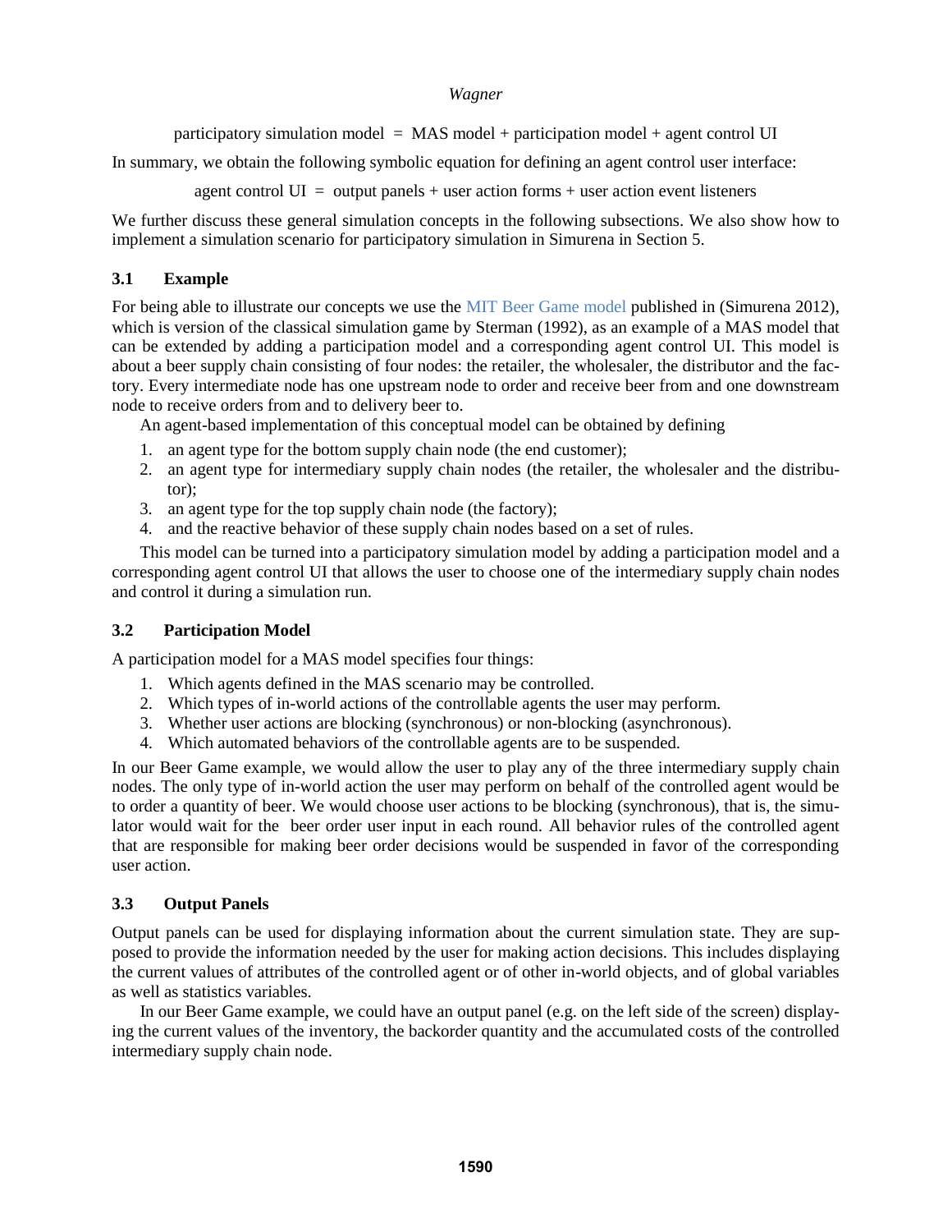participatory simulation model = MAS model + participation model + agent control UI

In summary, we obtain the following symbolic equation for defining an agent control user interface:

agent control UI = output panels + user action forms + user action event listeners

We further discuss these general simulation concepts in the following subsections. We also show how to implement a simulation scenario for participatory simulation in Simurena in Section 5.

### 3.1 Example

For being able to illustrate our concepts we use the MIT Beer Game model published in (Simurena 2012), which is version of the classical simulation game by Sterman (1992), as an example of a MAS model that can be extended by adding a participation model and a corresponding agent control UI. This model is about a beer supply chain consisting of four nodes: the retailer, the wholesaler, the distributor and the factory. Every intermediate node has one upstream node to order and receive beer from and one downstream node to receive orders from and to delivery beer to.

An agent-based implementation of this conceptual model can be obtained by defining

1. an agent type for the bottom supply chain node (the end customer);
2. an agent type for intermediary supply chain nodes (the retailer, the wholesaler and the distributor);
3. an agent type for the top supply chain node (the factory);
4. and the reactive behavior of these supply chain nodes based on a set of rules.

This model can be turned into a participatory simulation model by adding a participation model and a corresponding agent control UI that allows the user to choose one of the intermediary supply chain nodes and control it during a simulation run.

### 3.2 Participation Model

A participation model for a MAS model specifies four things:

1. Which agents defined in the MAS scenario may be controlled.
2. Which types of in-world actions of the controllable agents the user may perform.
3. Whether user actions are blocking (synchronous) or non-blocking (asynchronous).
4. Which automated behaviors of the controllable agents are to be suspended.

In our Beer Game example, we would allow the user to play any of the three intermediary supply chain nodes. The only type of in-world action the user may perform on behalf of the controlled agent would be to order a quantity of beer. We would choose user actions to be blocking (synchronous), that is, the simulator would wait for the beer order user input in each round. All behavior rules of the controlled agent that are responsible for making beer order decisions would be suspended in favor of the corresponding user action.

### 3.3 Output Panels

Output panels can be used for displaying information about the current simulation state. They are supposed to provide the information needed by the user for making action decisions. This includes displaying the current values of attributes of the controlled agent or of other in-world objects, and of global variables as well as statistics variables.

In our Beer Game example, we could have an output panel (e.g. on the left side of the screen) displaying the current values of the inventory, the backorder quantity and the accumulated costs of the controlled intermediary supply chain node.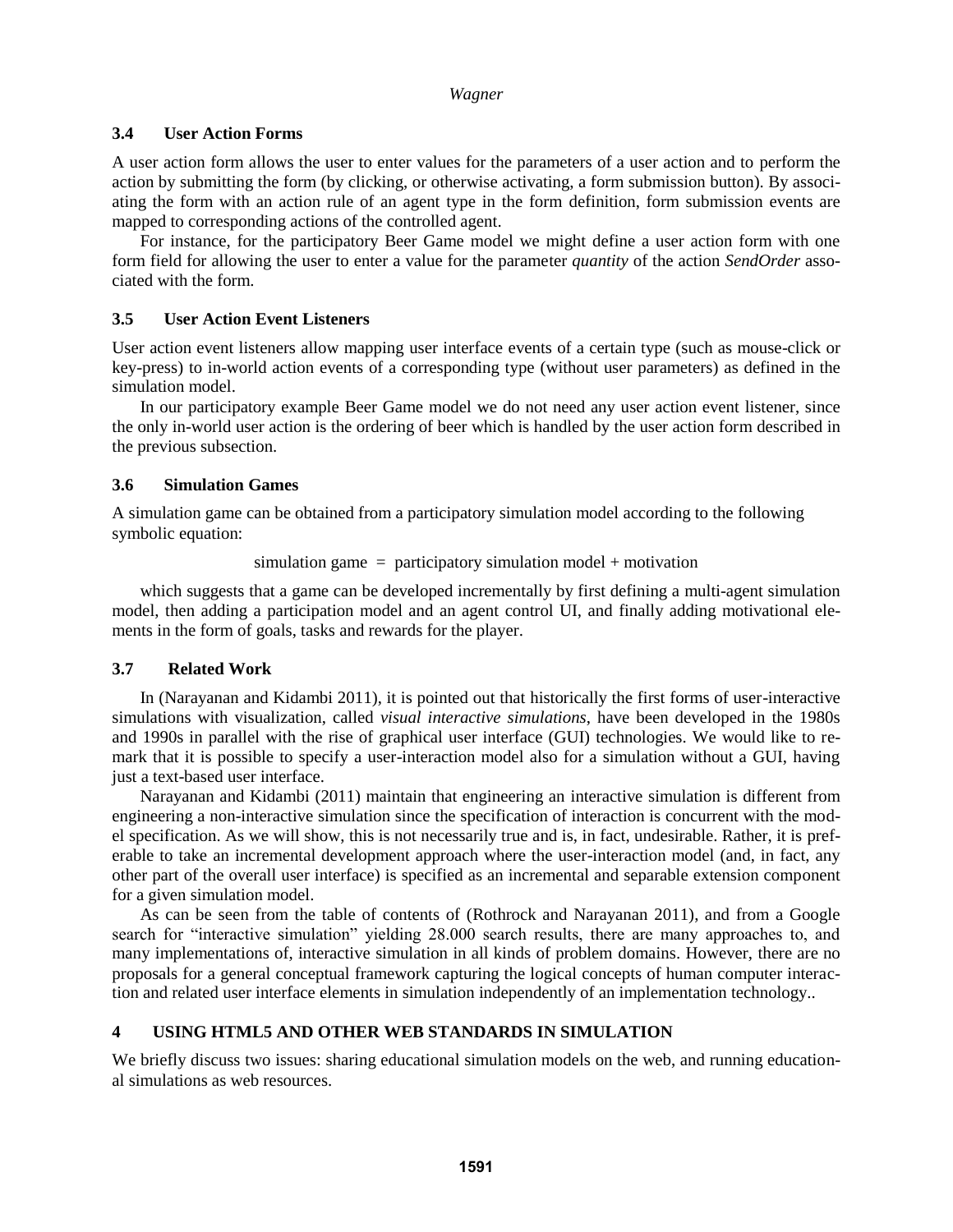### 3.4 User Action Forms

A user action form allows the user to enter values for the parameters of a user action and to perform the action by submitting the form (by clicking, or otherwise activating, a form submission button). By associating the form with an action rule of an agent type in the form definition, form submission events are mapped to corresponding actions of the controlled agent.

For instance, for the participatory Beer Game model we might define a user action form with one form field for allowing the user to enter a value for the parameter *quantity* of the action *SendOrder* associated with the form.

### 3.5 User Action Event Listeners

User action event listeners allow mapping user interface events of a certain type (such as mouse-click or key-press) to in-world action events of a corresponding type (without user parameters) as defined in the simulation model.

In our participatory example Beer Game model we do not need any user action event listener, since the only in-world user action is the ordering of beer which is handled by the user action form described in the previous subsection.

### 3.6 Simulation Games

A simulation game can be obtained from a participatory simulation model according to the following symbolic equation:

simulation game = participatory simulation model + motivation

which suggests that a game can be developed incrementally by first defining a multi-agent simulation model, then adding a participation model and an agent control UI, and finally adding motivational elements in the form of goals, tasks and rewards for the player.

### 3.7 Related Work

In (Narayanan and Kidambi 2011), it is pointed out that historically the first forms of user-interactive simulations with visualization, called *visual interactive simulations*, have been developed in the 1980s and 1990s in parallel with the rise of graphical user interface (GUI) technologies. We would like to remark that it is possible to specify a user-interaction model also for a simulation without a GUI, having just a text-based user interface.

Narayanan and Kidambi (2011) maintain that engineering an interactive simulation is different from engineering a non-interactive simulation since the specification of interaction is concurrent with the model specification. As we will show, this is not necessarily true and is, in fact, undesirable. Rather, it is preferable to take an incremental development approach where the user-interaction model (and, in fact, any other part of the overall user interface) is specified as an incremental and separable extension component for a given simulation model.

As can be seen from the table of contents of (Rothrock and Narayanan 2011), and from a Google search for "interactive simulation" yielding 28.000 search results, there are many approaches to, and many implementations of, interactive simulation in all kinds of problem domains. However, there are no proposals for a general conceptual framework capturing the logical concepts of human computer interaction and related user interface elements in simulation independently of an implementation technology..

## 4 USING HTML5 AND OTHER WEB STANDARDS IN SIMULATION

We briefly discuss two issues: sharing educational simulation models on the web, and running educational simulations as web resources.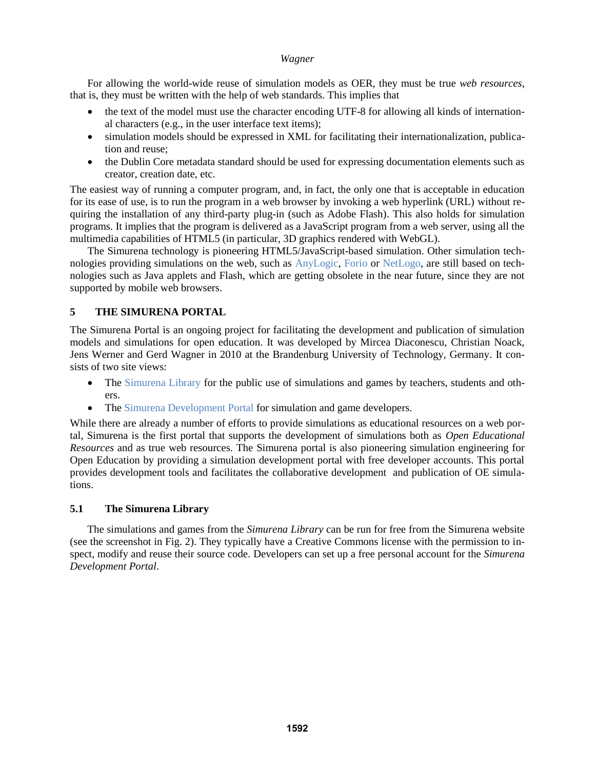For allowing the world-wide reuse of simulation models as OER, they must be true *web resources*, that is, they must be written with the help of web standards. This implies that

- the text of the model must use the character encoding UTF-8 for allowing all kinds of international characters (e.g., in the user interface text items);
- simulation models should be expressed in XML for facilitating their internationalization, publication and reuse;
- the Dublin Core metadata standard should be used for expressing documentation elements such as creator, creation date, etc.

The easiest way of running a computer program, and, in fact, the only one that is acceptable in education for its ease of use, is to run the program in a web browser by invoking a web hyperlink (URL) without requiring the installation of any third-party plug-in (such as Adobe Flash). This also holds for simulation programs. It implies that the program is delivered as a JavaScript program from a web server, using all the multimedia capabilities of HTML5 (in particular, 3D graphics rendered with WebGL).

The Simurena technology is pioneering HTML5/JavaScript-based simulation. Other simulation technologies providing simulations on the web, such as AnyLogic, Forio or NetLogo, are still based on technologies such as Java applets and Flash, which are getting obsolete in the near future, since they are not supported by mobile web browsers.

## 5 THE SIMURENA PORTAL

The Simurena Portal is an ongoing project for facilitating the development and publication of simulation models and simulations for open education. It was developed by Mircea Diaconescu, Christian Noack, Jens Werner and Gerd Wagner in 2010 at the Brandenburg University of Technology, Germany. It consists of two site views:

- The Simurena Library for the public use of simulations and games by teachers, students and others.
- The Simurena Development Portal for simulation and game developers.

While there are already a number of efforts to provide simulations as educational resources on a web portal, Simurena is the first portal that supports the development of simulations both as *Open Educational Resources* and as true web resources. The Simurena portal is also pioneering simulation engineering for Open Education by providing a simulation development portal with free developer accounts. This portal provides development tools and facilitates the collaborative development and publication of OE simulations.

### 5.1 The Simurena Library

The simulations and games from the *Simurena Library* can be run for free from the Simurena website (see the screenshot in Fig. 2). They typically have a Creative Commons license with the permission to inspect, modify and reuse their source code. Developers can set up a free personal account for the *Simurena Development Portal*.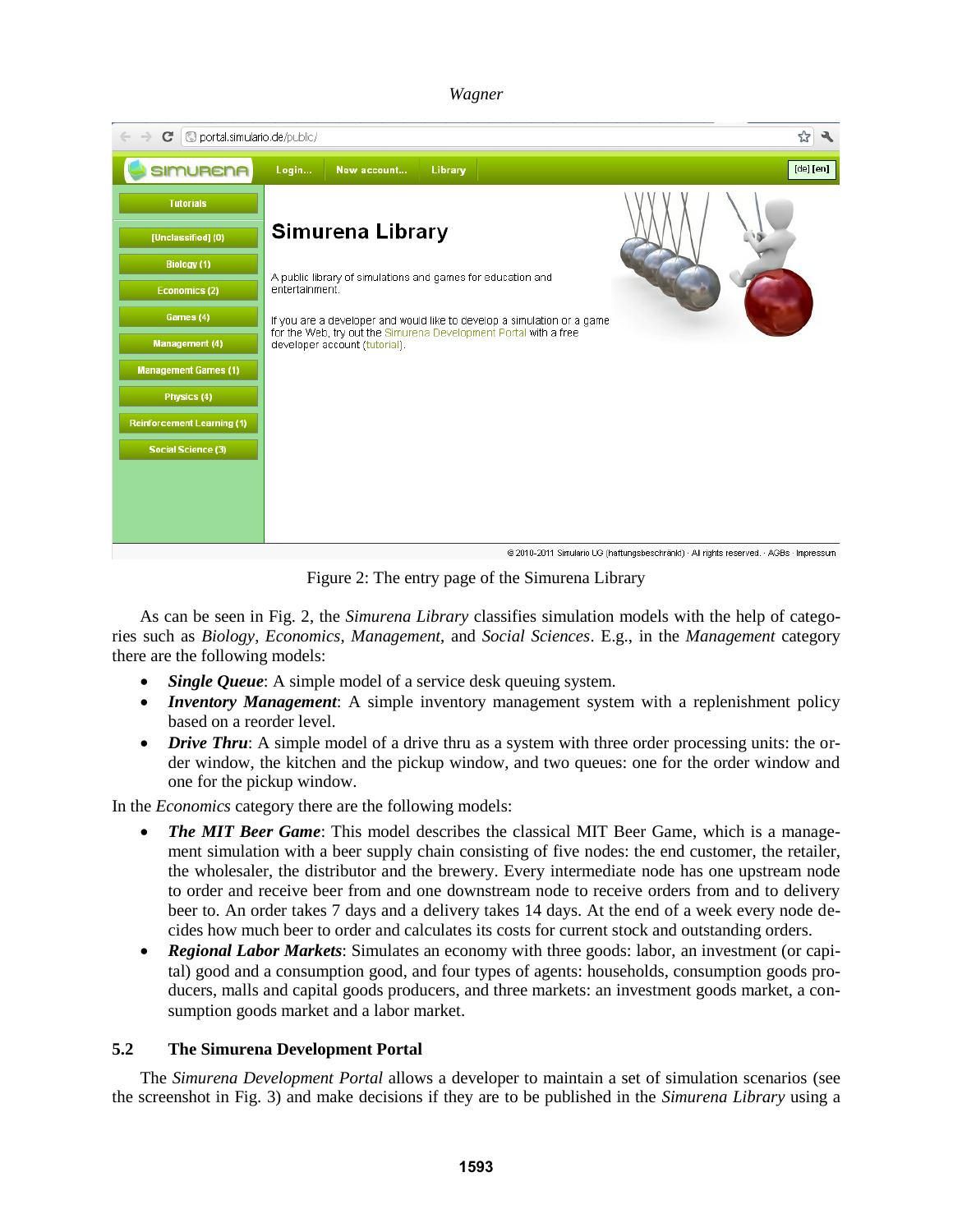Figure 2: The entry page of the Simurena Library

As can be seen in Fig. 2, the *Simurena Library* classifies simulation models with the help of categories such as *Biology*, *Economics*, *Management*, and *Social Sciences*. E.g., in the *Management* category there are the following models:

- ***Single Queue***: A simple model of a service desk queuing system.
- ***Inventory Management***: A simple inventory management system with a replenishment policy based on a reorder level.
- ***Drive Thru***: A simple model of a drive thru as a system with three order processing units: the order window, the kitchen and the pickup window, and two queues: one for the order window and one for the pickup window.

In the *Economics* category there are the following models:

- ***The MIT Beer Game***: This model describes the classical MIT Beer Game, which is a management simulation with a beer supply chain consisting of five nodes: the end customer, the retailer, the wholesaler, the distributor and the brewery. Every intermediate node has one upstream node to order and receive beer from and one downstream node to receive orders from and to delivery beer to. An order takes 7 days and a delivery takes 14 days. At the end of a week every node decides how much beer to order and calculates its costs for current stock and outstanding orders.
- ***Regional Labor Markets***: Simulates an economy with three goods: labor, an investment (or capital) good and a consumption good, and four types of agents: households, consumption goods producers, malls and capital goods producers, and three markets: an investment goods market, a consumption goods market and a labor market.

## 5.2 The Simurena Development Portal

The *Simurena Development Portal* allows a developer to maintain a set of simulation scenarios (see the screenshot in Fig. 3) and make decisions if they are to be published in the *Simurena Library* using a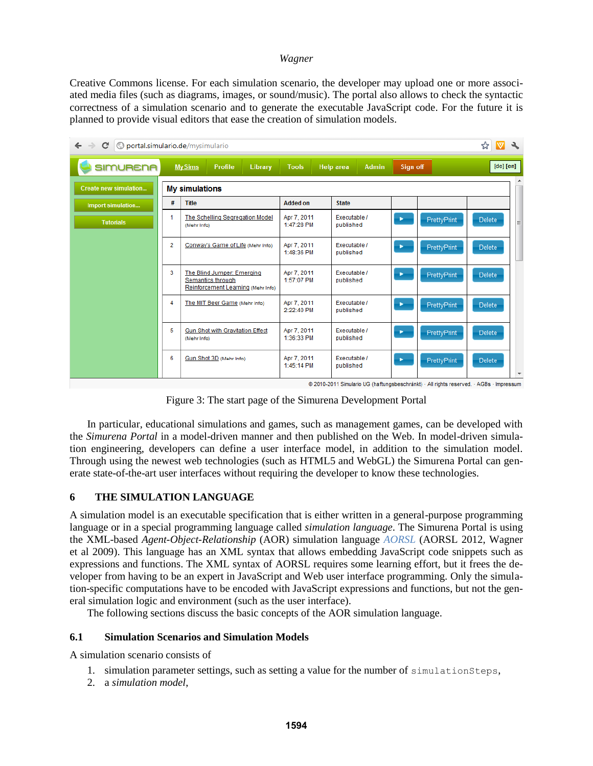Creative Commons license. For each simulation scenario, the developer may upload one or more associated media files (such as diagrams, images, or sound/music). The portal also allows to check the syntactic correctness of a simulation scenario and to generate the executable JavaScript code. For the future it is planned to provide visual editors that ease the creation of simulation models.

Figure 3: The start page of the Simurena Development Portal

In particular, educational simulations and games, such as management games, can be developed with the *Simurena Portal* in a model-driven manner and then published on the Web. In model-driven simulation engineering, developers can define a user interface model, in addition to the simulation model. Through using the newest web technologies (such as HTML5 and WebGL) the Simurena Portal can generate state-of-the-art user interfaces without requiring the developer to know these technologies.

## 6 THE SIMULATION LANGUAGE

A simulation model is an executable specification that is either written in a general-purpose programming language or in a special programming language called *simulation language*. The Simurena Portal is using the XML-based *Agent-Object-Relationship* (AOR) simulation language *AORSL* (AORSL 2012, Wagner et al 2009). This language has an XML syntax that allows embedding JavaScript code snippets such as expressions and functions. The XML syntax of AORSL requires some learning effort, but it frees the developer from having to be an expert in JavaScript and Web user interface programming. Only the simulation-specific computations have to be encoded with JavaScript expressions and functions, but not the general simulation logic and environment (such as the user interface).

The following sections discuss the basic concepts of the AOR simulation language.

### 6.1 Simulation Scenarios and Simulation Models

A simulation scenario consists of

1. simulation parameter settings, such as setting a value for the number of `simulationSteps`,
2. a *simulation model*,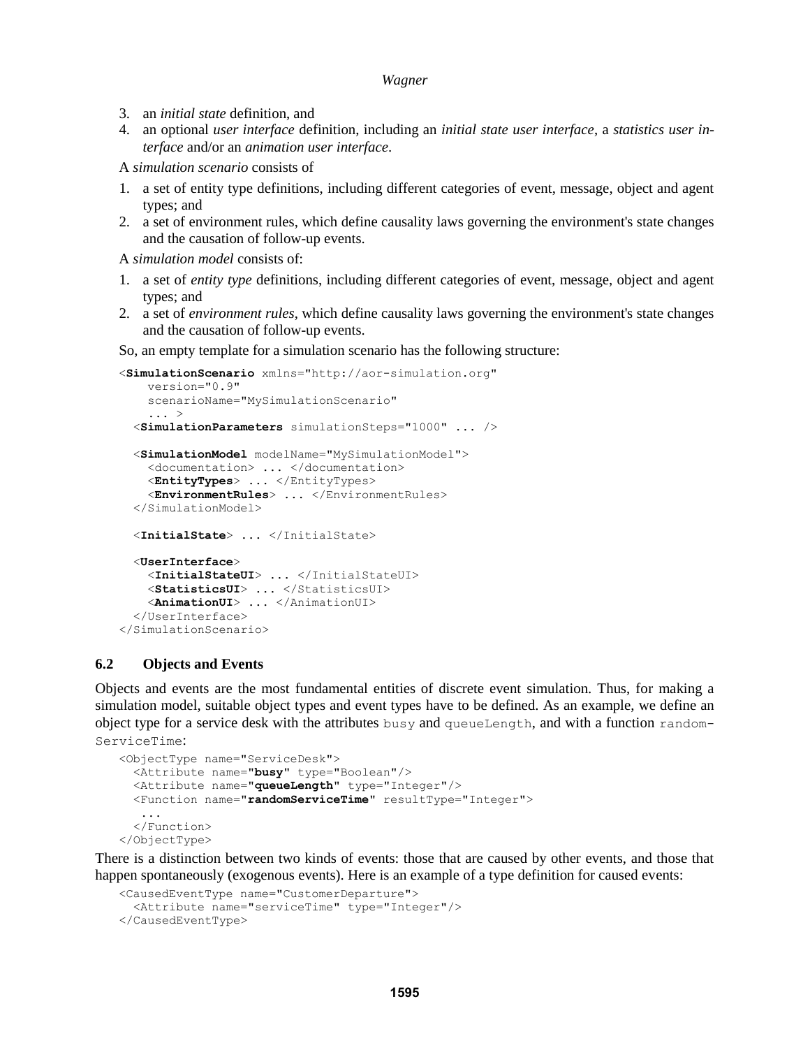3. an *initial state* definition, and
4. an optional *user interface* definition, including an *initial state user interface*, a *statistics user interface* and/or an *animation user interface*.

A *simulation scenario* consists of

1. a set of entity type definitions, including different categories of event, message, object and agent types; and
2. a set of environment rules, which define causality laws governing the environment's state changes and the causation of follow-up events.

A *simulation model* consists of:

1. a set of *entity type* definitions, including different categories of event, message, object and agent types; and
2. a set of *environment rules*, which define causality laws governing the environment's state changes and the causation of follow-up events.

So, an empty template for a simulation scenario has the following structure:

```
<SimulationScenario xmlns="http://aor-simulation.org"
    version="0.9"
    scenarioName="MySimulationScenario"
    ... >
  <SimulationParameters simulationSteps="1000" ... />

  <SimulationModel modelName="MySimulationModel">
    <documentation> ... </documentation>
    <EntityTypes> ... </EntityTypes>
    <EnvironmentRules> ... </EnvironmentRules>
  </SimulationModel>

  <InitialState> ... </InitialState>

  <UserInterface>
    <InitialStateUI> ... </InitialStateUI>
    <StatisticsUI> ... </StatisticsUI>
    <AnimationUI> ... </AnimationUI>
  </UserInterface>
</SimulationScenario>
```

### 6.2 Objects and Events

Objects and events are the most fundamental entities of discrete event simulation. Thus, for making a simulation model, suitable object types and event types have to be defined. As an example, we define an object type for a service desk with the attributes `busy` and `queueLength`, and with a function `randomServiceTime`:

```
<ObjectType name="ServiceDesk">
  <Attribute name="busy" type="Boolean"/>
  <Attribute name="queueLength" type="Integer"/>
  <Function name="randomServiceTime" resultType="Integer">
    ...
  </Function>
</ObjectType>
```

There is a distinction between two kinds of events: those that are caused by other events, and those that happen spontaneously (exogenous events). Here is an example of a type definition for caused events:

```
<CausedEventType name="CustomerDeparture">
  <Attribute name="serviceTime" type="Integer"/>
</CausedEventType>
```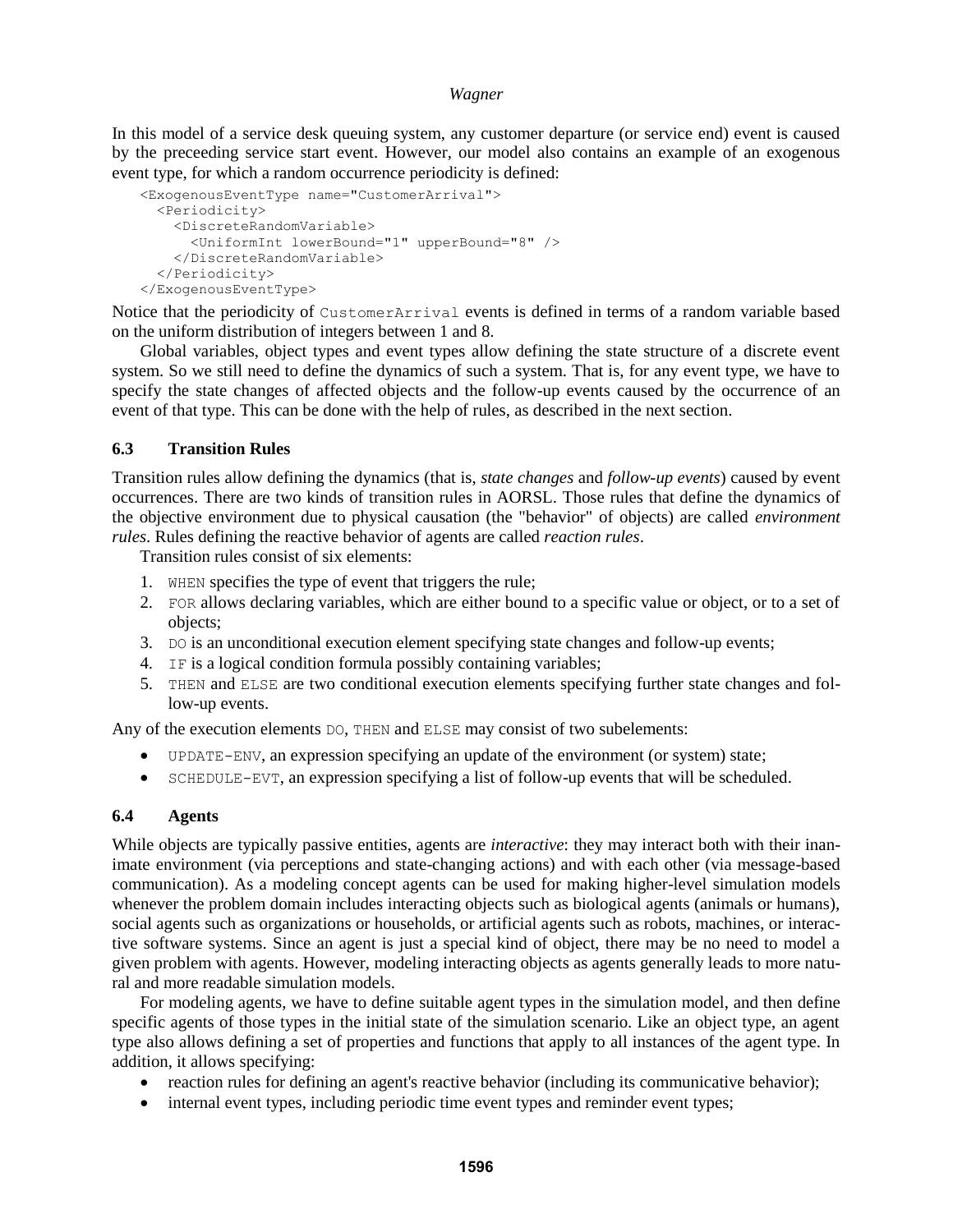In this model of a service desk queuing system, any customer departure (or service end) event is caused by the preceeding service start event. However, our model also contains an example of an exogenous event type, for which a random occurrence periodicity is defined:

```
<ExogenousEventType name="CustomerArrival">
  <Periodicity>
    <DiscreteRandomVariable>
      <UniformInt lowerBound="1" upperBound="8" />
    </DiscreteRandomVariable>
  </Periodicity>
</ExogenousEventType>
```

Notice that the periodicity of `CustomerArrival` events is defined in terms of a random variable based on the uniform distribution of integers between 1 and 8.

Global variables, object types and event types allow defining the state structure of a discrete event system. So we still need to define the dynamics of such a system. That is, for any event type, we have to specify the state changes of affected objects and the follow-up events caused by the occurrence of an event of that type. This can be done with the help of rules, as described in the next section.

### 6.3 Transition Rules

Transition rules allow defining the dynamics (that is, *state changes* and *follow-up events*) caused by event occurrences. There are two kinds of transition rules in AORSL. Those rules that define the dynamics of the objective environment due to physical causation (the "behavior" of objects) are called *environment rules*. Rules defining the reactive behavior of agents are called *reaction rules*.

Transition rules consist of six elements:

1. `WHEN` specifies the type of event that triggers the rule;
2. `FOR` allows declaring variables, which are either bound to a specific value or object, or to a set of objects;
3. `DO` is an unconditional execution element specifying state changes and follow-up events;
4. `IF` is a logical condition formula possibly containing variables;
5. `THEN` and `ELSE` are two conditional execution elements specifying further state changes and follow-up events.

Any of the execution elements `DO`, `THEN` and `ELSE` may consist of two subelements:

- `UPDATE-ENV`, an expression specifying an update of the environment (or system) state;
- `SCHEDULE-EVT`, an expression specifying a list of follow-up events that will be scheduled.

### 6.4 Agents

While objects are typically passive entities, agents are *interactive*: they may interact both with their inanimate environment (via perceptions and state-changing actions) and with each other (via message-based communication). As a modeling concept agents can be used for making higher-level simulation models whenever the problem domain includes interacting objects such as biological agents (animals or humans), social agents such as organizations or households, or artificial agents such as robots, machines, or interactive software systems. Since an agent is just a special kind of object, there may be no need to model a given problem with agents. However, modeling interacting objects as agents generally leads to more natural and more readable simulation models.

For modeling agents, we have to define suitable agent types in the simulation model, and then define specific agents of those types in the initial state of the simulation scenario. Like an object type, an agent type also allows defining a set of properties and functions that apply to all instances of the agent type. In addition, it allows specifying:

- reaction rules for defining an agent's reactive behavior (including its communicative behavior);
- internal event types, including periodic time event types and reminder event types;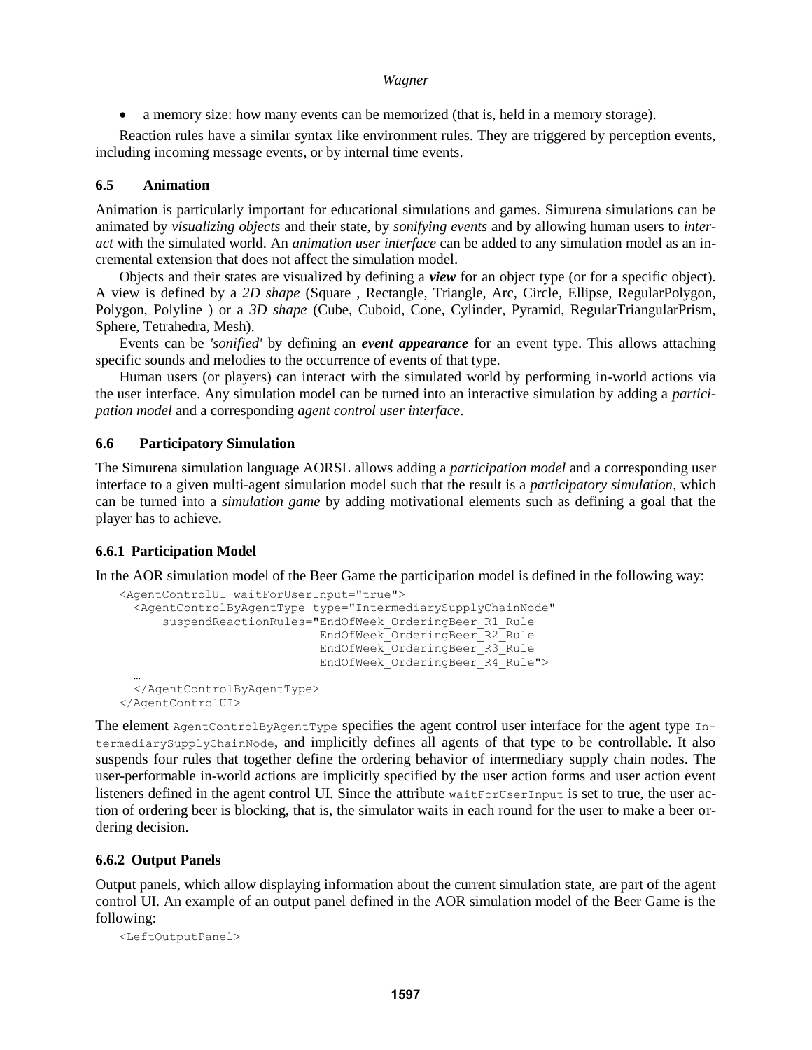- a memory size: how many events can be memorized (that is, held in a memory storage).

Reaction rules have a similar syntax like environment rules. They are triggered by perception events, including incoming message events, or by internal time events.

### 6.5 Animation

Animation is particularly important for educational simulations and games. Simurena simulations can be animated by *visualizing objects* and their state, by *sonifying events* and by allowing human users to *interact* with the simulated world. An *animation user interface* can be added to any simulation model as an incremental extension that does not affect the simulation model.

Objects and their states are visualized by defining a ***view*** for an object type (or for a specific object). A view is defined by a *2D shape* (Square , Rectangle, Triangle, Arc, Circle, Ellipse, RegularPolygon, Polygon, Polyline ) or a *3D shape* (Cube, Cuboid, Cone, Cylinder, Pyramid, RegularTriangularPrism, Sphere, Tetrahedra, Mesh).

Events can be *'sonified'* by defining an ***event appearance*** for an event type. This allows attaching specific sounds and melodies to the occurrence of events of that type.

Human users (or players) can interact with the simulated world by performing in-world actions via the user interface. Any simulation model can be turned into an interactive simulation by adding a *participation model* and a corresponding *agent control user interface*.

### 6.6 Participatory Simulation

The Simurena simulation language AORSL allows adding a *participation model* and a corresponding user interface to a given multi-agent simulation model such that the result is a *participatory simulation*, which can be turned into a *simulation game* by adding motivational elements such as defining a goal that the player has to achieve.

#### 6.6.1 Participation Model

In the AOR simulation model of the Beer Game the participation model is defined in the following way:

```
<AgentControlUI waitForUserInput="true">
  <AgentControlByAgentType type="IntermediarySupplyChainNode"
      suspendReactionRules="EndOfWeek_OrderingBeer_R1_Rule
                            EndOfWeek_OrderingBeer_R2_Rule
                            EndOfWeek_OrderingBeer_R3_Rule
                            EndOfWeek_OrderingBeer_R4_Rule">
  …
  </AgentControlByAgentType>
</AgentControlUI>
```

The element `AgentControlByAgentType` specifies the agent control user interface for the agent type `IntermediarySupplyChainNode`, and implicitly defines all agents of that type to be controllable. It also suspends four rules that together define the ordering behavior of intermediary supply chain nodes. The user-performable in-world actions are implicitly specified by the user action forms and user action event listeners defined in the agent control UI. Since the attribute `waitForUserInput` is set to true, the user action of ordering beer is blocking, that is, the simulator waits in each round for the user to make a beer ordering decision.

#### 6.6.2 Output Panels

Output panels, which allow displaying information about the current simulation state, are part of the agent control UI. An example of an output panel defined in the AOR simulation model of the Beer Game is the following:

```
<LeftOutputPanel>
```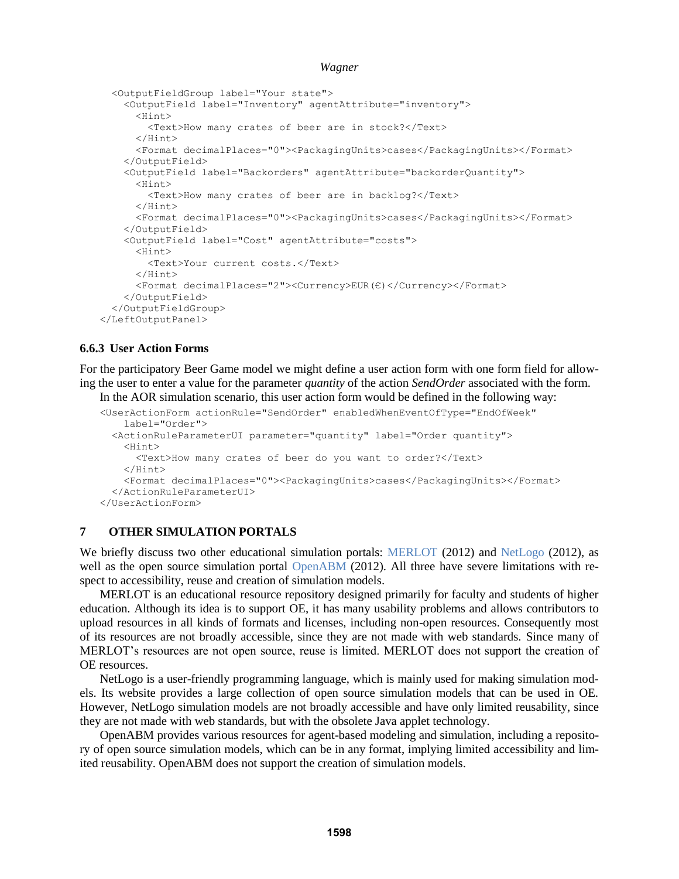```
  <OutputFieldGroup label="Your state">
    <OutputField label="Inventory" agentAttribute="inventory">
      <Hint>
        <Text>How many crates of beer are in stock?</Text>
      </Hint>
      <Format decimalPlaces="0"><PackagingUnits>cases</PackagingUnits></Format>
    </OutputField>
    <OutputField label="Backorders" agentAttribute="backorderQuantity">
      <Hint>
        <Text>How many crates of beer are in backlog?</Text>
      </Hint>
      <Format decimalPlaces="0"><PackagingUnits>cases</PackagingUnits></Format>
    </OutputField>
    <OutputField label="Cost" agentAttribute="costs">
      <Hint>
        <Text>Your current costs.</Text>
      </Hint>
      <Format decimalPlaces="2"><Currency>EUR(€)</Currency></Format>
    </OutputField>
  </OutputFieldGroup>
</LeftOutputPanel>
```

### 6.6.3 User Action Forms

For the participatory Beer Game model we might define a user action form with one form field for allowing the user to enter a value for the parameter *quantity* of the action *SendOrder* associated with the form.

In the AOR simulation scenario, this user action form would be defined in the following way:

```
<UserActionForm actionRule="SendOrder" enabledWhenEventOfType="EndOfWeek"
    label="Order">
  <ActionRuleParameterUI parameter="quantity" label="Order quantity">
    <Hint>
      <Text>How many crates of beer do you want to order?</Text>
    </Hint>
    <Format decimalPlaces="0"><PackagingUnits>cases</PackagingUnits></Format>
  </ActionRuleParameterUI>
</UserActionForm>
```

## 7 OTHER SIMULATION PORTALS

We briefly discuss two other educational simulation portals: MERLOT (2012) and NetLogo (2012), as well as the open source simulation portal OpenABM (2012). All three have severe limitations with respect to accessibility, reuse and creation of simulation models.

MERLOT is an educational resource repository designed primarily for faculty and students of higher education. Although its idea is to support OE, it has many usability problems and allows contributors to upload resources in all kinds of formats and licenses, including non-open resources. Consequently most of its resources are not broadly accessible, since they are not made with web standards. Since many of MERLOT's resources are not open source, reuse is limited. MERLOT does not support the creation of OE resources.

NetLogo is a user-friendly programming language, which is mainly used for making simulation models. Its website provides a large collection of open source simulation models that can be used in OE. However, NetLogo simulation models are not broadly accessible and have only limited reusability, since they are not made with web standards, but with the obsolete Java applet technology.

OpenABM provides various resources for agent-based modeling and simulation, including a repository of open source simulation models, which can be in any format, implying limited accessibility and limited reusability. OpenABM does not support the creation of simulation models.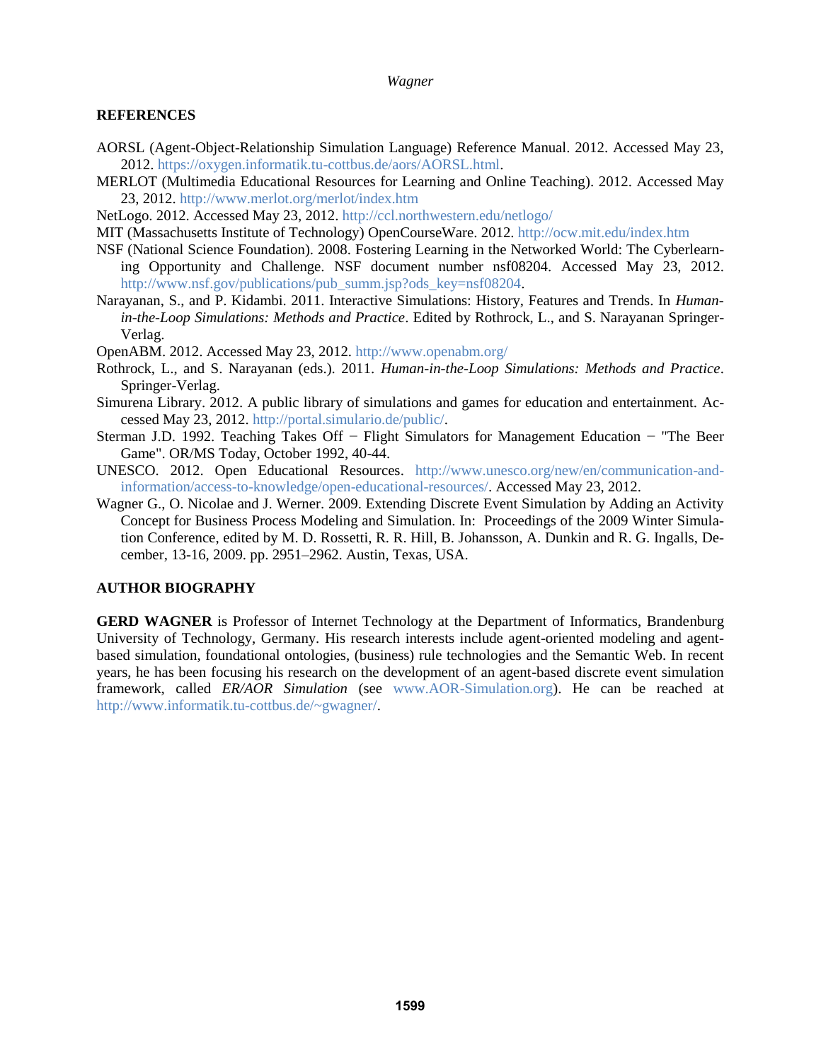## REFERENCES

AORSL (Agent-Object-Relationship Simulation Language) Reference Manual. 2012. Accessed May 23, 2012. https://oxygen.informatik.tu-cottbus.de/aors/AORSL.html.

MERLOT (Multimedia Educational Resources for Learning and Online Teaching). 2012. Accessed May 23, 2012. http://www.merlot.org/merlot/index.htm

NetLogo. 2012. Accessed May 23, 2012. http://ccl.northwestern.edu/netlogo/

MIT (Massachusetts Institute of Technology) OpenCourseWare. 2012. http://ocw.mit.edu/index.htm

NSF (National Science Foundation). 2008. Fostering Learning in the Networked World: The Cyberlearning Opportunity and Challenge. NSF document number nsf08204. Accessed May 23, 2012. http://www.nsf.gov/publications/pub_summ.jsp?ods_key=nsf08204.

Narayanan, S., and P. Kidambi. 2011. Interactive Simulations: History, Features and Trends. In *Human-in-the-Loop Simulations: Methods and Practice*. Edited by Rothrock, L., and S. Narayanan Springer-Verlag.

OpenABM. 2012. Accessed May 23, 2012. http://www.openabm.org/

Rothrock, L., and S. Narayanan (eds.). 2011. *Human-in-the-Loop Simulations: Methods and Practice*. Springer-Verlag.

Simurena Library. 2012. A public library of simulations and games for education and entertainment. Accessed May 23, 2012. http://portal.simulario.de/public/.

Sterman J.D. 1992. Teaching Takes Off − Flight Simulators for Management Education − "The Beer Game". OR/MS Today, October 1992, 40-44.

UNESCO. 2012. Open Educational Resources. http://www.unesco.org/new/en/communication-and-information/access-to-knowledge/open-educational-resources/. Accessed May 23, 2012.

Wagner G., O. Nicolae and J. Werner. 2009. Extending Discrete Event Simulation by Adding an Activity Concept for Business Process Modeling and Simulation. In: Proceedings of the 2009 Winter Simulation Conference, edited by M. D. Rossetti, R. R. Hill, B. Johansson, A. Dunkin and R. G. Ingalls, December, 13-16, 2009. pp. 2951–2962. Austin, Texas, USA.

## AUTHOR BIOGRAPHY

**GERD WAGNER** is Professor of Internet Technology at the Department of Informatics, Brandenburg University of Technology, Germany. His research interests include agent-oriented modeling and agent-based simulation, foundational ontologies, (business) rule technologies and the Semantic Web. In recent years, he has been focusing his research on the development of an agent-based discrete event simulation framework, called *ER/AOR Simulation* (see www.AOR-Simulation.org). He can be reached at http://www.informatik.tu-cottbus.de/~gwagner/.